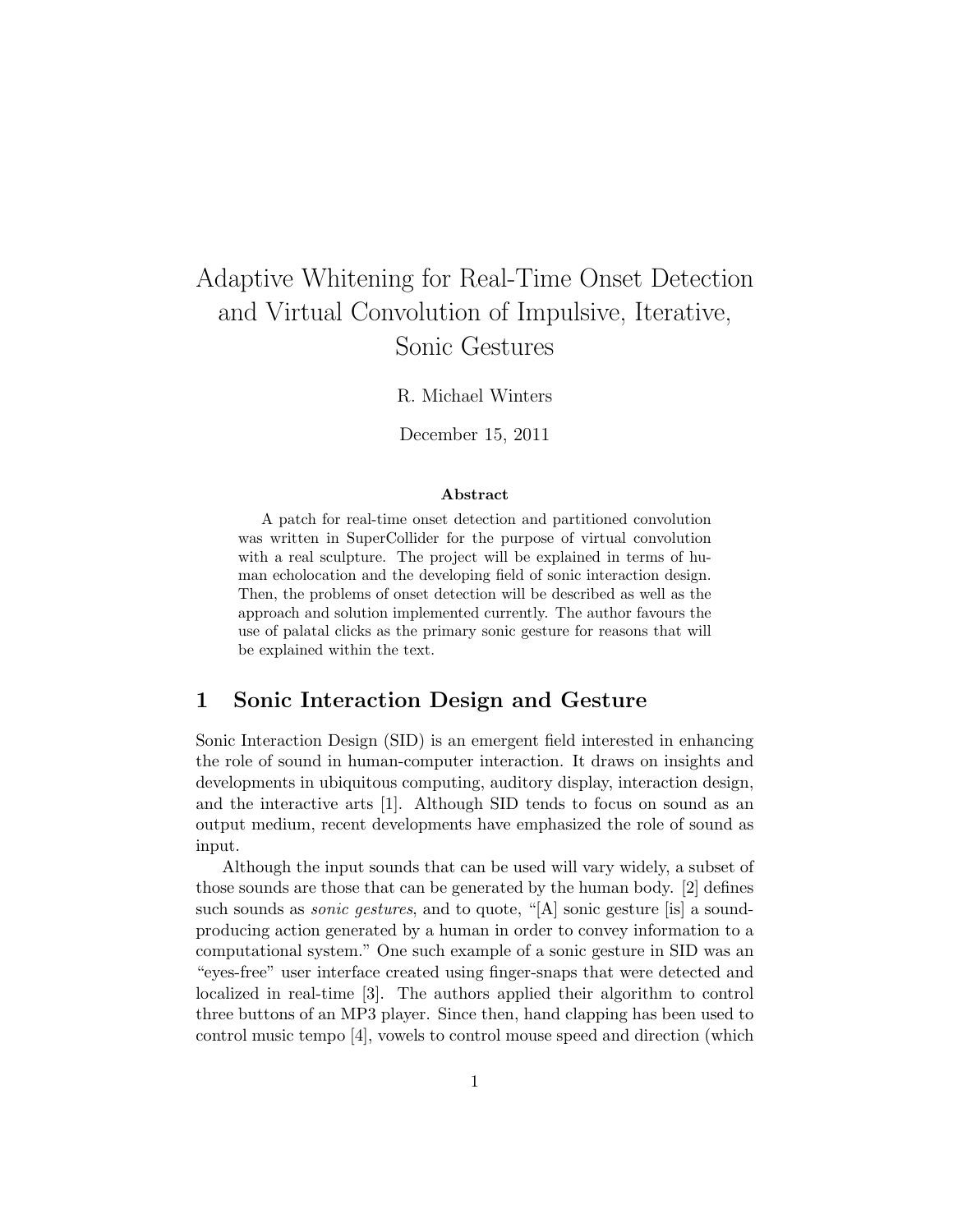# Adaptive Whitening for Real-Time Onset Detection and Virtual Convolution of Impulsive, Iterative, Sonic Gestures

R. Michael Winters

December 15, 2011

**Abstract**

A patch for real-time onset detection and partitioned convolution was written in SuperCollider for the purpose of virtual convolution with a real sculpture. The project will be explained in terms of human echolocation and the developing field of sonic interaction design. Then, the problems of onset detection will be described as well as the approach and solution implemented currently. The author favours the use of palatal clicks as the primary sonic gesture for reasons that will be explained within the text.

## 1 Sonic Interaction Design and Gesture

Sonic Interaction Design (SID) is an emergent field interested in enhancing the role of sound in human-computer interaction. It draws on insights and developments in ubiquitous computing, auditory display, interaction design, and the interactive arts [1]. Although SID tends to focus on sound as an output medium, recent developments have emphasized the role of sound as input.

Although the input sounds that can be used will vary widely, a subset of those sounds are those that can be generated by the human body. [2] defines such sounds as *sonic gestures*, and to quote, "[A] sonic gesture [is] a sound-producing action generated by a human in order to convey information to a computational system." One such example of a sonic gesture in SID was an "eyes-free" user interface created using finger-snaps that were detected and localized in real-time [3]. The authors applied their algorithm to control three buttons of an MP3 player. Since then, hand clapping has been used to control music tempo [4], vowels to control mouse speed and direction (which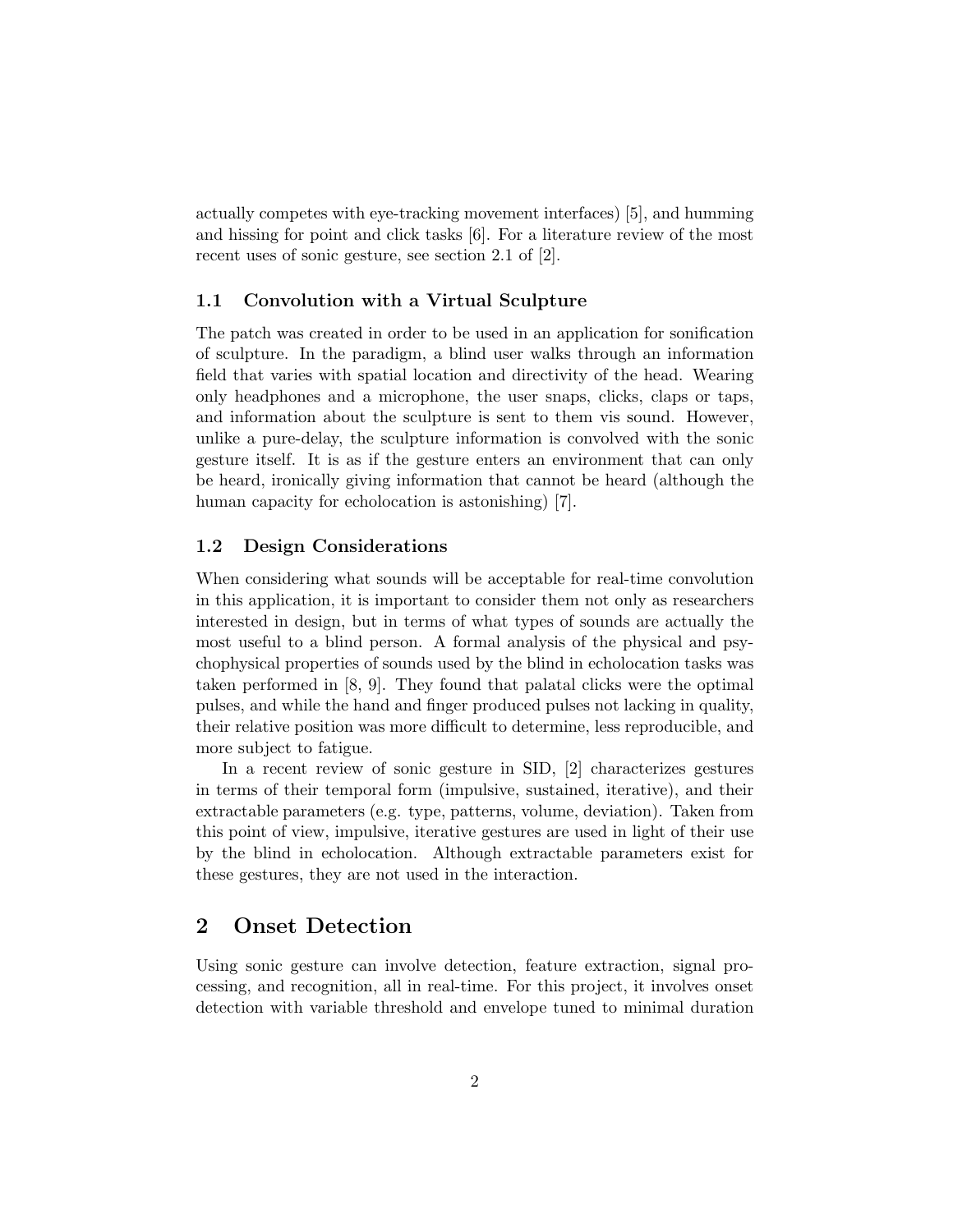actually competes with eye-tracking movement interfaces) [5], and humming and hissing for point and click tasks [6]. For a literature review of the most recent uses of sonic gesture, see section 2.1 of [2].

### 1.1 Convolution with a Virtual Sculpture

The patch was created in order to be used in an application for sonification of sculpture. In the paradigm, a blind user walks through an information field that varies with spatial location and directivity of the head. Wearing only headphones and a microphone, the user snaps, clicks, claps or taps, and information about the sculpture is sent to them vis sound. However, unlike a pure-delay, the sculpture information is convolved with the sonic gesture itself. It is as if the gesture enters an environment that can only be heard, ironically giving information that cannot be heard (although the human capacity for echolocation is astonishing) [7].

### 1.2 Design Considerations

When considering what sounds will be acceptable for real-time convolution in this application, it is important to consider them not only as researchers interested in design, but in terms of what types of sounds are actually the most useful to a blind person. A formal analysis of the physical and psychophysical properties of sounds used by the blind in echolocation tasks was taken performed in [8, 9]. They found that palatal clicks were the optimal pulses, and while the hand and finger produced pulses not lacking in quality, their relative position was more difficult to determine, less reproducible, and more subject to fatigue.

In a recent review of sonic gesture in SID, [2] characterizes gestures in terms of their temporal form (impulsive, sustained, iterative), and their extractable parameters (e.g. type, patterns, volume, deviation). Taken from this point of view, impulsive, iterative gestures are used in light of their use by the blind in echolocation. Although extractable parameters exist for these gestures, they are not used in the interaction.

## 2 Onset Detection

Using sonic gesture can involve detection, feature extraction, signal processing, and recognition, all in real-time. For this project, it involves onset detection with variable threshold and envelope tuned to minimal duration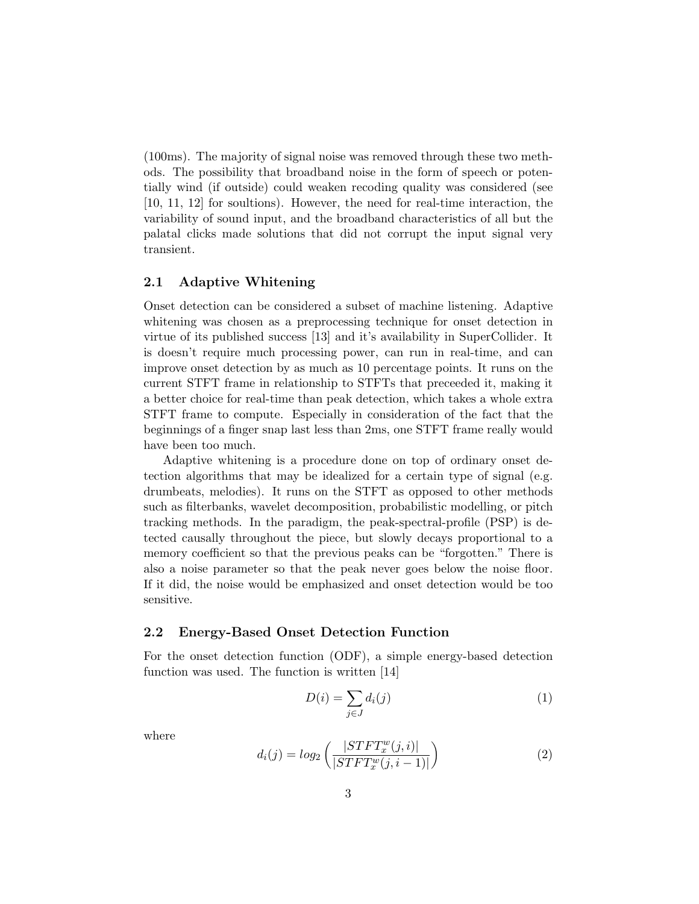(100ms). The majority of signal noise was removed through these two methods. The possibility that broadband noise in the form of speech or potentially wind (if outside) could weaken recoding quality was considered (see [10, 11, 12] for soultions). However, the need for real-time interaction, the variability of sound input, and the broadband characteristics of all but the palatal clicks made solutions that did not corrupt the input signal very transient.

## 2.1 Adaptive Whitening

Onset detection can be considered a subset of machine listening. Adaptive whitening was chosen as a preprocessing technique for onset detection in virtue of its published success [13] and it's availability in SuperCollider. It is doesn't require much processing power, can run in real-time, and can improve onset detection by as much as 10 percentage points. It runs on the current STFT frame in relationship to STFTs that preceeded it, making it a better choice for real-time than peak detection, which takes a whole extra STFT frame to compute. Especially in consideration of the fact that the beginnings of a finger snap last less than 2ms, one STFT frame really would have been too much.

Adaptive whitening is a procedure done on top of ordinary onset detection algorithms that may be idealized for a certain type of signal (e.g. drumbeats, melodies). It runs on the STFT as opposed to other methods such as filterbanks, wavelet decomposition, probabilistic modelling, or pitch tracking methods. In the paradigm, the peak-spectral-profile (PSP) is detected causally throughout the piece, but slowly decays proportional to a memory coefficient so that the previous peaks can be "forgotten." There is also a noise parameter so that the peak never goes below the noise floor. If it did, the noise would be emphasized and onset detection would be too sensitive.

## 2.2 Energy-Based Onset Detection Function

For the onset detection function (ODF), a simple energy-based detection function was used. The function is written [14]

$$D(i) = \sum_{j \in J} d_i(j) \tag{1}$$

where

$$d_i(j) = log_2 \left( \frac{|STFT_x^w(j,i)|}{|STFT_x^w(j,i-1)|} \right) \tag{2}$$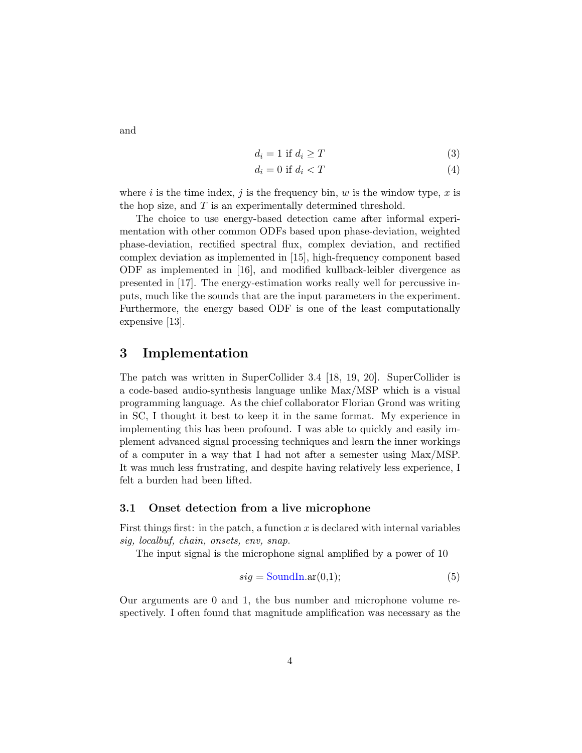and

$$d_i = 1 \text{ if } d_i \geq T \tag{3}$$

$$d_i = 0 \text{ if } d_i < T \tag{4}$$

where $i$ is the time index, $j$ is the frequency bin, $w$ is the window type, $x$ is the hop size, and $T$ is an experimentally determined threshold.

The choice to use energy-based detection came after informal experimentation with other common ODFs based upon phase-deviation, weighted phase-deviation, rectified spectral flux, complex deviation, and rectified complex deviation as implemented in [15], high-frequency component based ODF as implemented in [16], and modified kullback-leibler divergence as presented in [17]. The energy-estimation works really well for percussive inputs, much like the sounds that are the input parameters in the experiment. Furthermore, the energy based ODF is one of the least computationally expensive [13].

# 3 Implementation

The patch was written in SuperCollider 3.4 [18, 19, 20]. SuperCollider is a code-based audio-synthesis language unlike Max/MSP which is a visual programming language. As the chief collaborator Florian Grond was writing in SC, I thought it best to keep it in the same format. My experience in implementing this has been profound. I was able to quickly and easily implement advanced signal processing techniques and learn the inner workings of a computer in a way that I had not after a semester using Max/MSP. It was much less frustrating, and despite having relatively less experience, I felt a burden had been lifted.

## 3.1 Onset detection from a live microphone

First things first: in the patch, a function $x$ is declared with internal variables *sig, localbuf, chain, onsets, env, snap.*

The input signal is the microphone signal amplified by a power of 10

$$sig = \text{SoundIn.ar(0,1);} \tag{5}$$

Our arguments are 0 and 1, the bus number and microphone volume respectively. I often found that magnitude amplification was necessary as the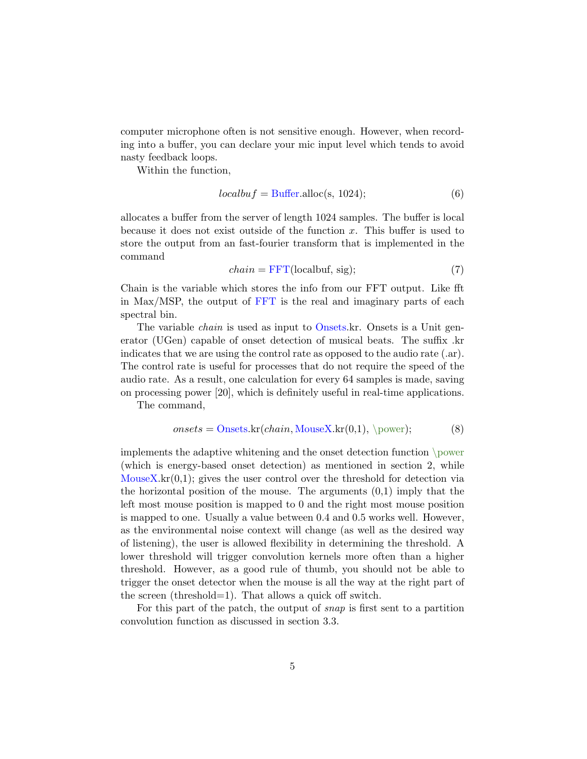computer microphone often is not sensitive enough. However, when recording into a buffer, you can declare your mic input level which tends to avoid nasty feedback loops.

Within the function,

$$localbuf = \text{Buffer.alloc(s, 1024);} \tag{6}$$

allocates a buffer from the server of length 1024 samples. The buffer is local because it does not exist outside of the function $x$. This buffer is used to store the output from an fast-fourier transform that is implemented in the command

$$chain = \text{FFT(localbuf, sig);} \tag{7}$$

Chain is the variable which stores the info from our FFT output. Like fft in Max/MSP, the output of FFT is the real and imaginary parts of each spectral bin.

The variable *chain* is used as input to Onsets.kr. Onsets is a Unit generator (UGen) capable of onset detection of musical beats. The suffix .kr indicates that we are using the control rate as opposed to the audio rate (.ar). The control rate is useful for processes that do not require the speed of the audio rate. As a result, one calculation for every 64 samples is made, saving on processing power [20], which is definitely useful in real-time applications.

The command,

$$onsets = \text{Onsets.kr}(chain, \text{MouseX.kr(0,1)}, \text{\textbackslash power}); \tag{8}$$

implements the adaptive whitening and the onset detection function \power (which is energy-based onset detection) as mentioned in section 2, while MouseX.kr(0,1); gives the user control over the threshold for detection via the horizontal position of the mouse. The arguments (0,1) imply that the left most mouse position is mapped to 0 and the right most mouse position is mapped to one. Usually a value between 0.4 and 0.5 works well. However, as the environmental noise context will change (as well as the desired way of listening), the user is allowed flexibility in determining the threshold. A lower threshold will trigger convolution kernels more often than a higher threshold. However, as a good rule of thumb, you should not be able to trigger the onset detector when the mouse is all the way at the right part of the screen (threshold=1). That allows a quick off switch.

For this part of the patch, the output of *snap* is first sent to a partition convolution function as discussed in section 3.3.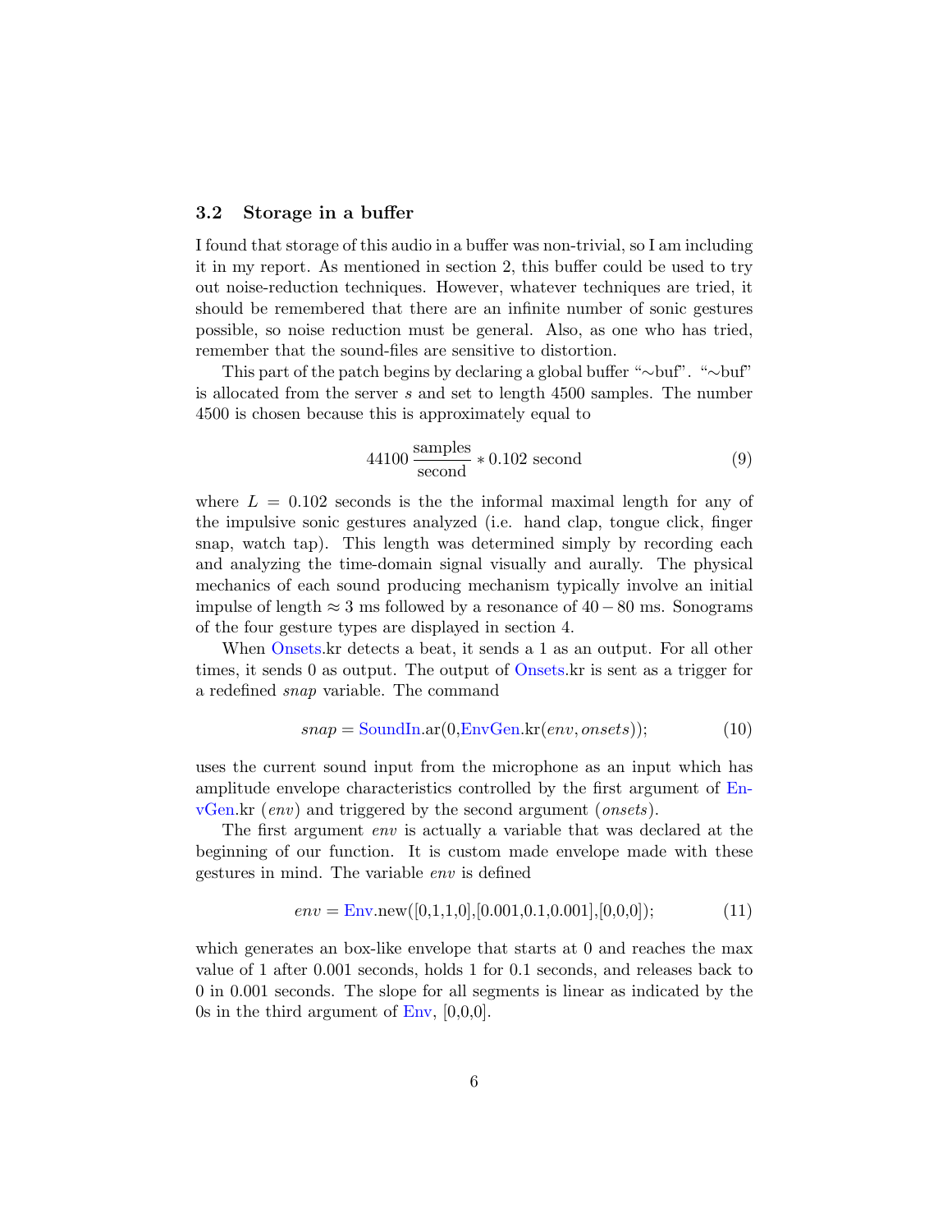### 3.2 Storage in a buffer

I found that storage of this audio in a buffer was non-trivial, so I am including it in my report. As mentioned in section 2, this buffer could be used to try out noise-reduction techniques. However, whatever techniques are tried, it should be remembered that there are an infinite number of sonic gestures possible, so noise reduction must be general. Also, as one who has tried, remember that the sound-files are sensitive to distortion.

This part of the patch begins by declaring a global buffer "∼buf". "∼buf" is allocated from the server $s$ and set to length 4500 samples. The number 4500 is chosen because this is approximately equal to

$$44100\,\frac{\text{samples}}{\text{second}} * 0.102\text{ second} \tag{9}$$

where $L = 0.102$ seconds is the the informal maximal length for any of the impulsive sonic gestures analyzed (i.e. hand clap, tongue click, finger snap, watch tap). This length was determined simply by recording each and analyzing the time-domain signal visually and aurally. The physical mechanics of each sound producing mechanism typically involve an initial impulse of length $\approx 3$ ms followed by a resonance of $40 - 80$ ms. Sonograms of the four gesture types are displayed in section 4.

When Onsets.kr detects a beat, it sends a 1 as an output. For all other times, it sends 0 as output. The output of Onsets.kr is sent as a trigger for a redefined *snap* variable. The command

$$snap = \text{SoundIn.ar}(0,\text{EnvGen.kr}(env, onsets)); \tag{10}$$

uses the current sound input from the microphone as an input which has amplitude envelope characteristics controlled by the first argument of EnvGen.kr (*env*) and triggered by the second argument (*onsets*).

The first argument *env* is actually a variable that was declared at the beginning of our function. It is custom made envelope made with these gestures in mind. The variable *env* is defined

$$env = \text{Env.new}([0,1,1,0],[0.001,0.1,0.001],[0,0,0]); \tag{11}$$

which generates an box-like envelope that starts at 0 and reaches the max value of 1 after 0.001 seconds, holds 1 for 0.1 seconds, and releases back to 0 in 0.001 seconds. The slope for all segments is linear as indicated by the 0s in the third argument of Env, [0,0,0].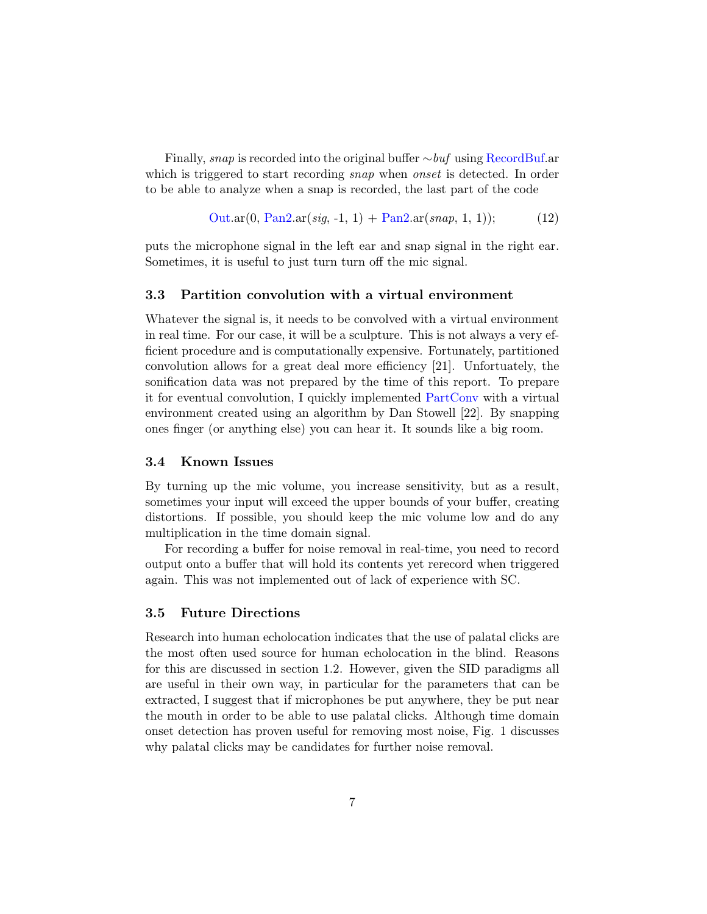Finally, *snap* is recorded into the original buffer ~*buf* using RecordBuf.ar which is triggered to start recording *snap* when *onset* is detected. In order to be able to analyze when a snap is recorded, the last part of the code

Out.ar(0, Pan2.ar(*sig*, -1, 1) + Pan2.ar(*snap*, 1, 1)); (12)

puts the microphone signal in the left ear and snap signal in the right ear. Sometimes, it is useful to just turn turn off the mic signal.

### 3.3 Partition convolution with a virtual environment

Whatever the signal is, it needs to be convolved with a virtual environment in real time. For our case, it will be a sculpture. This is not always a very efficient procedure and is computationally expensive. Fortunately, partitioned convolution allows for a great deal more efficiency [21]. Unfortuately, the sonification data was not prepared by the time of this report. To prepare it for eventual convolution, I quickly implemented PartConv with a virtual environment created using an algorithm by Dan Stowell [22]. By snapping ones finger (or anything else) you can hear it. It sounds like a big room.

### 3.4 Known Issues

By turning up the mic volume, you increase sensitivity, but as a result, sometimes your input will exceed the upper bounds of your buffer, creating distortions. If possible, you should keep the mic volume low and do any multiplication in the time domain signal.

For recording a buffer for noise removal in real-time, you need to record output onto a buffer that will hold its contents yet rerecord when triggered again. This was not implemented out of lack of experience with SC.

### 3.5 Future Directions

Research into human echolocation indicates that the use of palatal clicks are the most often used source for human echolocation in the blind. Reasons for this are discussed in section 1.2. However, given the SID paradigms all are useful in their own way, in particular for the parameters that can be extracted, I suggest that if microphones be put anywhere, they be put near the mouth in order to be able to use palatal clicks. Although time domain onset detection has proven useful for removing most noise, Fig. 1 discusses why palatal clicks may be candidates for further noise removal.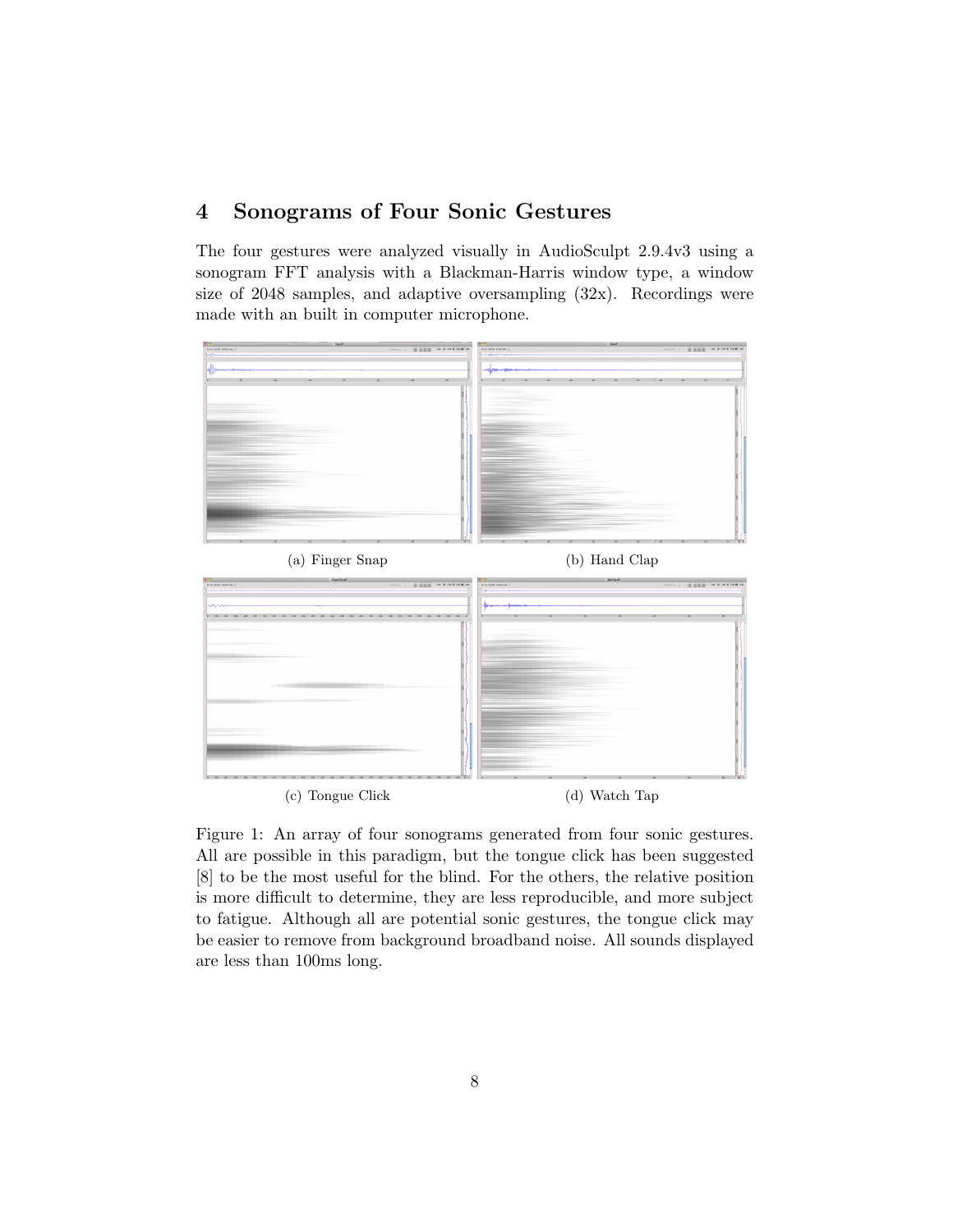## 4 Sonograms of Four Sonic Gestures

The four gestures were analyzed visually in AudioSculpt 2.9.4v3 using a sonogram FFT analysis with a Blackman-Harris window type, a window size of 2048 samples, and adaptive oversampling (32x). Recordings were made with an built in computer microphone.

(a) Finger Snap

(b) Hand Clap

(c) Tongue Click

(d) Watch Tap

Figure 1: An array of four sonograms generated from four sonic gestures. All are possible in this paradigm, but the tongue click has been suggested [8] to be the most useful for the blind. For the others, the relative position is more difficult to determine, they are less reproducible, and more subject to fatigue. Although all are potential sonic gestures, the tongue click may be easier to remove from background broadband noise. All sounds displayed are less than 100ms long.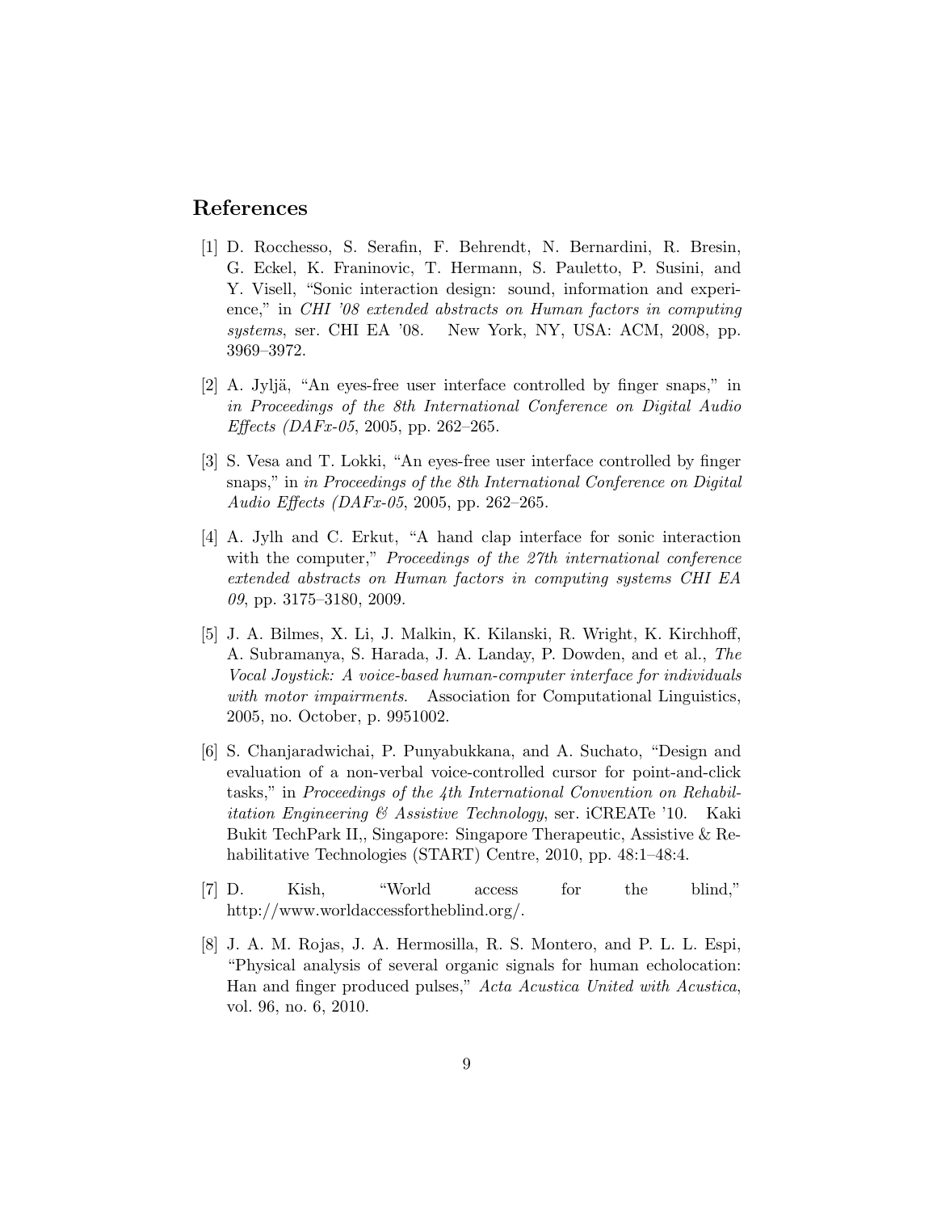## References

[1] D. Rocchesso, S. Serafin, F. Behrendt, N. Bernardini, R. Bresin, G. Eckel, K. Franinovic, T. Hermann, S. Pauletto, P. Susini, and Y. Visell, "Sonic interaction design: sound, information and experience," in *CHI '08 extended abstracts on Human factors in computing systems*, ser. CHI EA '08. New York, NY, USA: ACM, 2008, pp. 3969–3972.

[2] A. Jyljä, "An eyes-free user interface controlled by finger snaps," in *in Proceedings of the 8th International Conference on Digital Audio Effects (DAFx-05*, 2005, pp. 262–265.

[3] S. Vesa and T. Lokki, "An eyes-free user interface controlled by finger snaps," in *in Proceedings of the 8th International Conference on Digital Audio Effects (DAFx-05*, 2005, pp. 262–265.

[4] A. Jylh and C. Erkut, "A hand clap interface for sonic interaction with the computer," *Proceedings of the 27th international conference extended abstracts on Human factors in computing systems CHI EA 09*, pp. 3175–3180, 2009.

[5] J. A. Bilmes, X. Li, J. Malkin, K. Kilanski, R. Wright, K. Kirchhoff, A. Subramanya, S. Harada, J. A. Landay, P. Dowden, and et al., *The Vocal Joystick: A voice-based human-computer interface for individuals with motor impairments*. Association for Computational Linguistics, 2005, no. October, p. 9951002.

[6] S. Chanjaradwichai, P. Punyabukkana, and A. Suchato, "Design and evaluation of a non-verbal voice-controlled cursor for point-and-click tasks," in *Proceedings of the 4th International Convention on Rehabilitation Engineering & Assistive Technology*, ser. iCREATe '10. Kaki Bukit TechPark II,, Singapore: Singapore Therapeutic, Assistive & Rehabilitative Technologies (START) Centre, 2010, pp. 48:1–48:4.

[7] D. Kish, "World access for the blind," http://www.worldaccessfortheblind.org/.

[8] J. A. M. Rojas, J. A. Hermosilla, R. S. Montero, and P. L. L. Espi, "Physical analysis of several organic signals for human echolocation: Han and finger produced pulses," *Acta Acustica United with Acustica*, vol. 96, no. 6, 2010.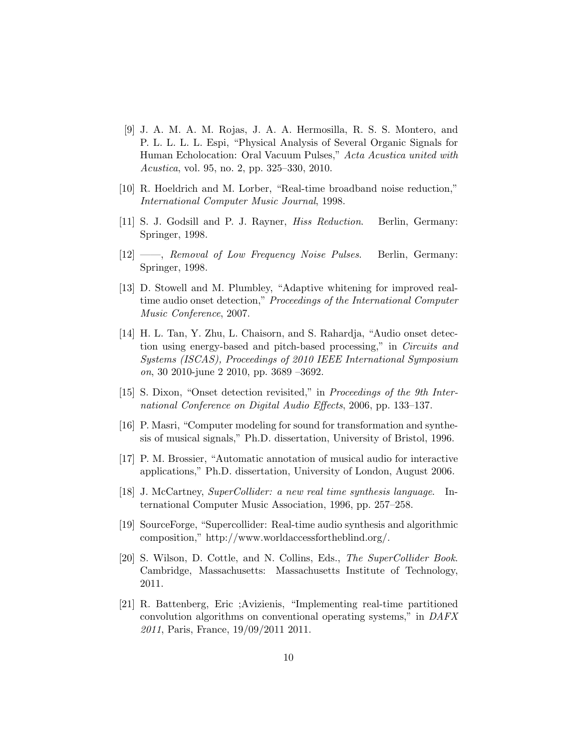[9] J. A. M. A. M. Rojas, J. A. A. Hermosilla, R. S. S. Montero, and P. L. L. L. L. Espi, "Physical Analysis of Several Organic Signals for Human Echolocation: Oral Vacuum Pulses," *Acta Acustica united with Acustica*, vol. 95, no. 2, pp. 325–330, 2010.

[10] R. Hoeldrich and M. Lorber, "Real-time broadband noise reduction," *International Computer Music Journal*, 1998.

[11] S. J. Godsill and P. J. Rayner, *Hiss Reduction*. Berlin, Germany: Springer, 1998.

[12] ——, *Removal of Low Frequency Noise Pulses*. Berlin, Germany: Springer, 1998.

[13] D. Stowell and M. Plumbley, "Adaptive whitening for improved real-time audio onset detection," *Proceedings of the International Computer Music Conference*, 2007.

[14] H. L. Tan, Y. Zhu, L. Chaisorn, and S. Rahardja, "Audio onset detection using energy-based and pitch-based processing," in *Circuits and Systems (ISCAS), Proceedings of 2010 IEEE International Symposium on*, 30 2010-june 2 2010, pp. 3689 –3692.

[15] S. Dixon, "Onset detection revisited," in *Proceedings of the 9th International Conference on Digital Audio Effects*, 2006, pp. 133–137.

[16] P. Masri, "Computer modeling for sound for transformation and synthesis of musical signals," Ph.D. dissertation, University of Bristol, 1996.

[17] P. M. Brossier, "Automatic annotation of musical audio for interactive applications," Ph.D. dissertation, University of London, August 2006.

[18] J. McCartney, *SuperCollider: a new real time synthesis language*. International Computer Music Association, 1996, pp. 257–258.

[19] SourceForge, "Supercollider: Real-time audio synthesis and algorithmic composition," http://www.worldaccessfortheblind.org/.

[20] S. Wilson, D. Cottle, and N. Collins, Eds., *The SuperCollider Book*. Cambridge, Massachusetts: Massachusetts Institute of Technology, 2011.

[21] R. Battenberg, Eric ;Avizienis, "Implementing real-time partitioned convolution algorithms on conventional operating systems," in *DAFX 2011*, Paris, France, 19/09/2011 2011.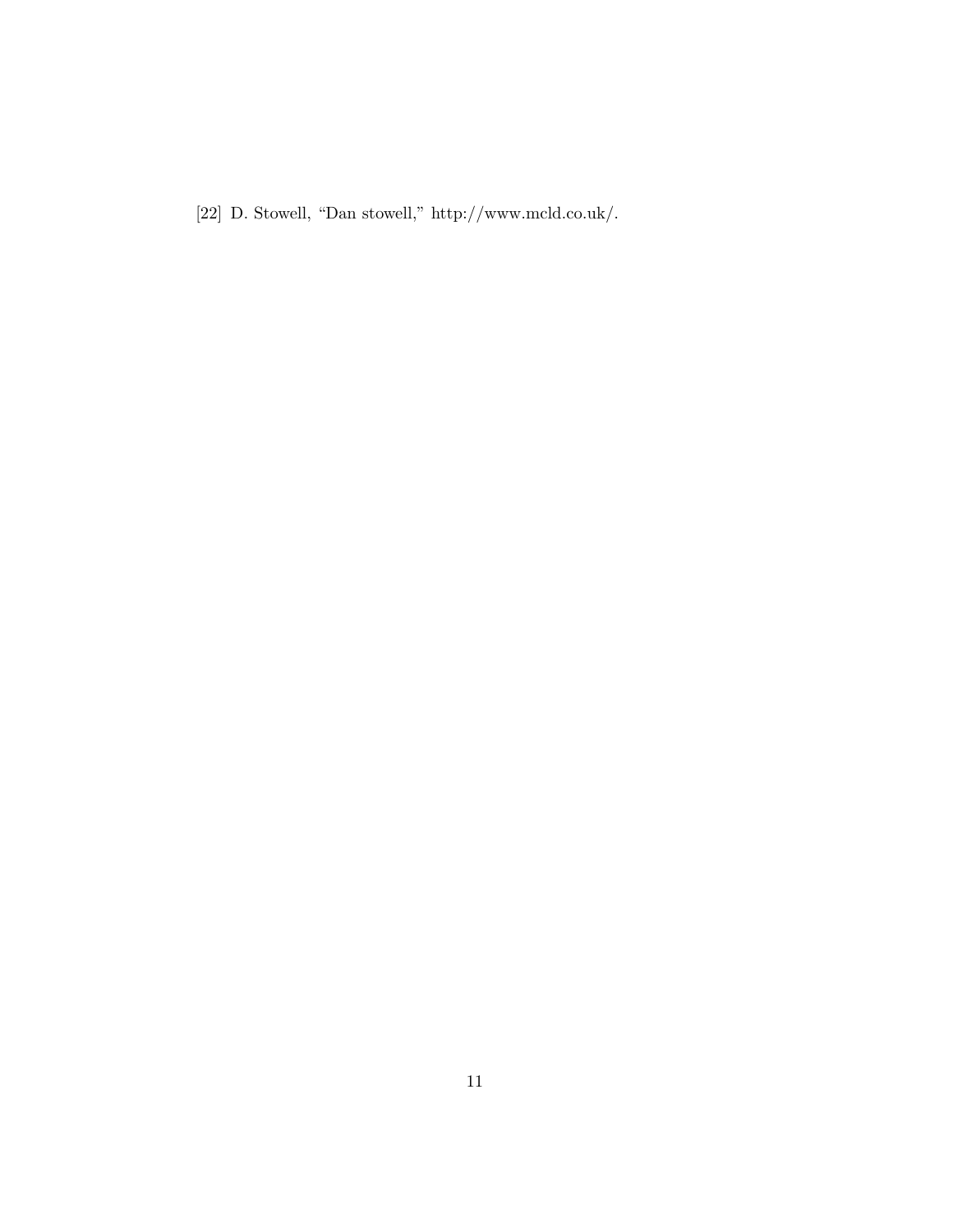[22] D. Stowell, "Dan stowell," http://www.mcld.co.uk/.